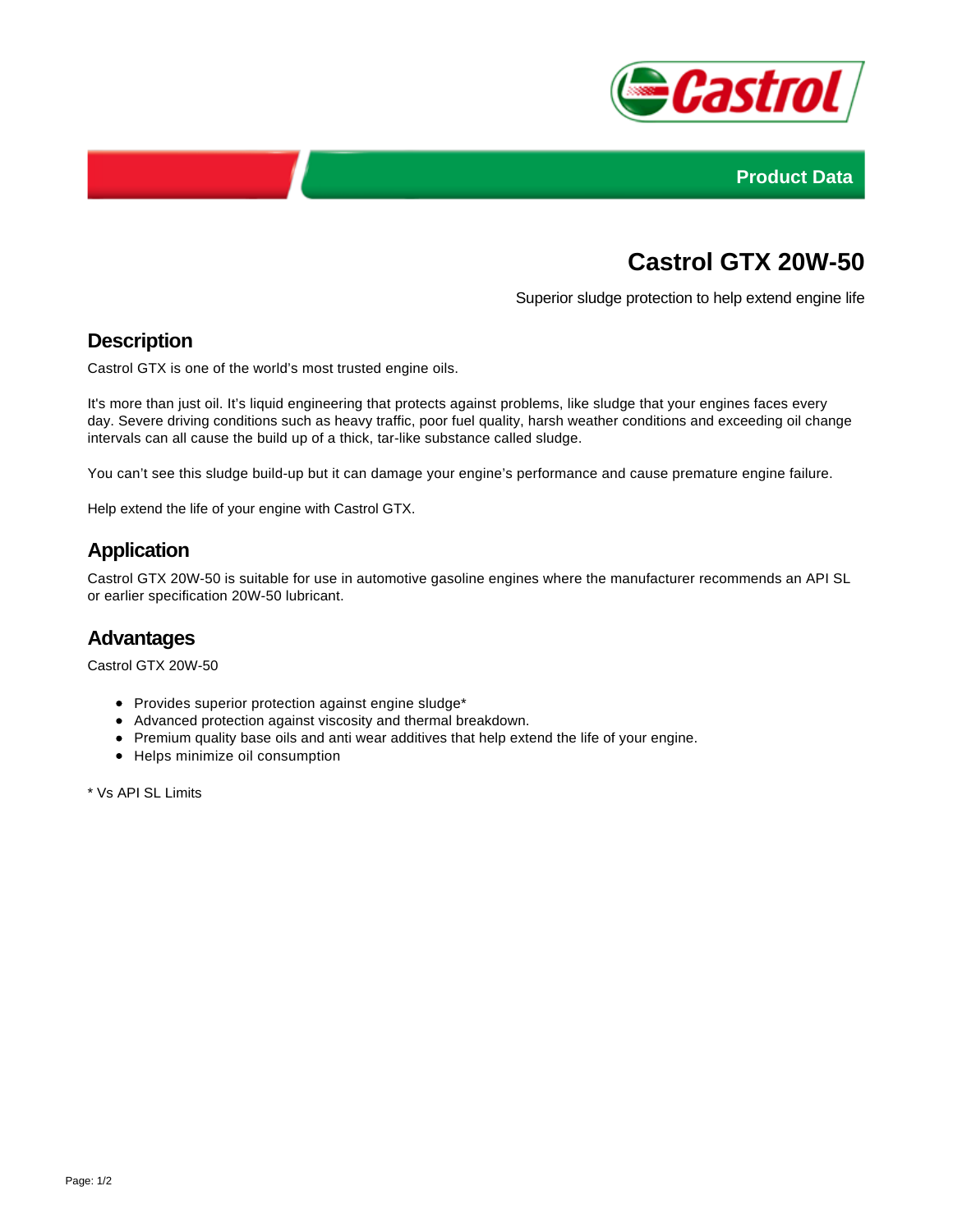Product Data

# Castrol GTX 20W-50

Superior sludge protection to help extend engine life

## Description

Castrol GTX is one of the world's most trusted engine oils.

It's more than just oil. It's liquid engineering that protects against problems, like sludge that your engines faces every day. Severe driving conditions such as heavy traffic, poor fuel quality, harsh weather conditions and exceeding oil change intervals can all cause the build up of a thick, tar-like substance called sludge.

You can't see this sludge build-up but it can damage your engine's performance and cause premature engine failure.

Help extend the life of your engine with Castrol GTX.

## Application

Castrol GTX 20W-50 is suitable for use in automotive gasoline engines where the manufacturer recommends an API SL or earlier specification 20W-50 lubricant.

## Advantages

Castrol GTX 20W-50

- Provides superior protection against engine sludge*
- Advanced protection against viscosity and thermal breakdown.
- Premium quality base oils and anti wear additives that help extend the life of your engine.
- Helps minimize oil consumption

* Vs API SL Limits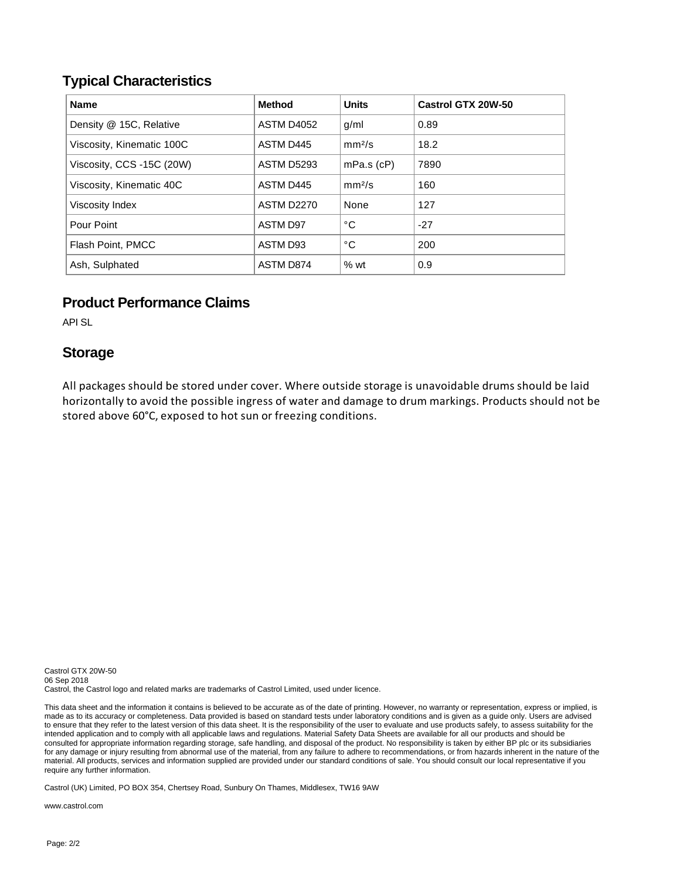## Typical Characteristics

| Name | Method | Units | Castrol GTX 20W-50 |
| --- | --- | --- | --- |
| Density @ 15C, Relative | ASTM D4052 | g/ml | 0.89 |
| Viscosity, Kinematic 100C | ASTM D445 | $mm^2/s$ | 18.2 |
| Viscosity, CCS -15C (20W) | ASTM D5293 | mPa.s (cP) | 7890 |
| Viscosity, Kinematic 40C | ASTM D445 | $mm^2/s$ | 160 |
| Viscosity Index | ASTM D2270 | None | 127 |
| Pour Point | ASTM D97 | °C | -27 |
| Flash Point, PMCC | ASTM D93 | °C | 200 |
| Ash, Sulphated | ASTM D874 | % wt | 0.9 |

## Product Performance Claims

API SL

## Storage

All packages should be stored under cover. Where outside storage is unavoidable drums should be laid horizontally to avoid the possible ingress of water and damage to drum markings. Products should not be stored above 60°C, exposed to hot sun or freezing conditions.

Castrol GTX 20W-50
06 Sep 2018
Castrol, the Castrol logo and related marks are trademarks of Castrol Limited, used under licence.

This data sheet and the information it contains is believed to be accurate as of the date of printing. However, no warranty or representation, express or implied, is made as to its accuracy or completeness. Data provided is based on standard tests under laboratory conditions and is given as a guide only. Users are advised to ensure that they refer to the latest version of this data sheet. It is the responsibility of the user to evaluate and use products safely, to assess suitability for the intended application and to comply with all applicable laws and regulations. Material Safety Data Sheets are available for all our products and should be consulted for appropriate information regarding storage, safe handling, and disposal of the product. No responsibility is taken by either BP plc or its subsidiaries for any damage or injury resulting from abnormal use of the material, from any failure to adhere to recommendations, or from hazards inherent in the nature of the material. All products, services and information supplied are provided under our standard conditions of sale. You should consult our local representative if you require any further information.

Castrol (UK) Limited, PO BOX 354, Chertsey Road, Sunbury On Thames, Middlesex, TW16 9AW

www.castrol.com